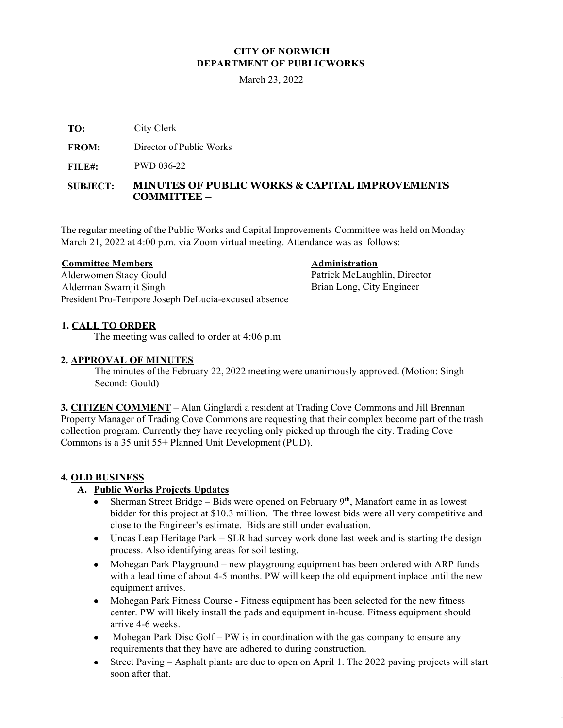**CITY OF NORWICH**
**DEPARTMENT OF PUBLICWORKS**

March 23, 2022

**TO:** City Clerk

**FROM:** Director of Public Works

**FILE#:** PWD 036-22

**SUBJECT:** **MINUTES OF PUBLIC WORKS & CAPITAL IMPROVEMENTS COMMITTEE –**

The regular meeting of the Public Works and Capital Improvements Committee was held on Monday March 21, 2022 at 4:00 p.m. via Zoom virtual meeting. Attendance was as follows:

**Committee Members**
Alderwomen Stacy Gould
Alderman Swarnjit Singh
President Pro-Tempore Joseph DeLucia-excused absence

**Administration**
Patrick McLaughlin, Director
Brian Long, City Engineer

**1. CALL TO ORDER**

The meeting was called to order at 4:06 p.m

**2. APPROVAL OF MINUTES**

The minutes of the February 22, 2022 meeting were unanimously approved. (Motion: Singh Second: Gould)

**3. CITIZEN COMMENT** – Alan Ginglardi a resident at Trading Cove Commons and Jill Brennan Property Manager of Trading Cove Commons are requesting that their complex become part of the trash collection program. Currently they have recycling only picked up through the city. Trading Cove Commons is a 35 unit 55+ Planned Unit Development (PUD).

**4. OLD BUSINESS**

**A. Public Works Projects Updates**

- Sherman Street Bridge – Bids were opened on February 9th, Manafort came in as lowest bidder for this project at $10.3 million. The three lowest bids were all very competitive and close to the Engineer's estimate. Bids are still under evaluation.
- Uncas Leap Heritage Park – SLR had survey work done last week and is starting the design process. Also identifying areas for soil testing.
- Mohegan Park Playground – new playgroung equipment has been ordered with ARP funds with a lead time of about 4-5 months. PW will keep the old equipment inplace until the new equipment arrives.
- Mohegan Park Fitness Course - Fitness equipment has been selected for the new fitness center. PW will likely install the pads and equipment in-house. Fitness equipment should arrive 4-6 weeks.
- Mohegan Park Disc Golf – PW is in coordination with the gas company to ensure any requirements that they have are adhered to during construction.
- Street Paving – Asphalt plants are due to open on April 1. The 2022 paving projects will start soon after that.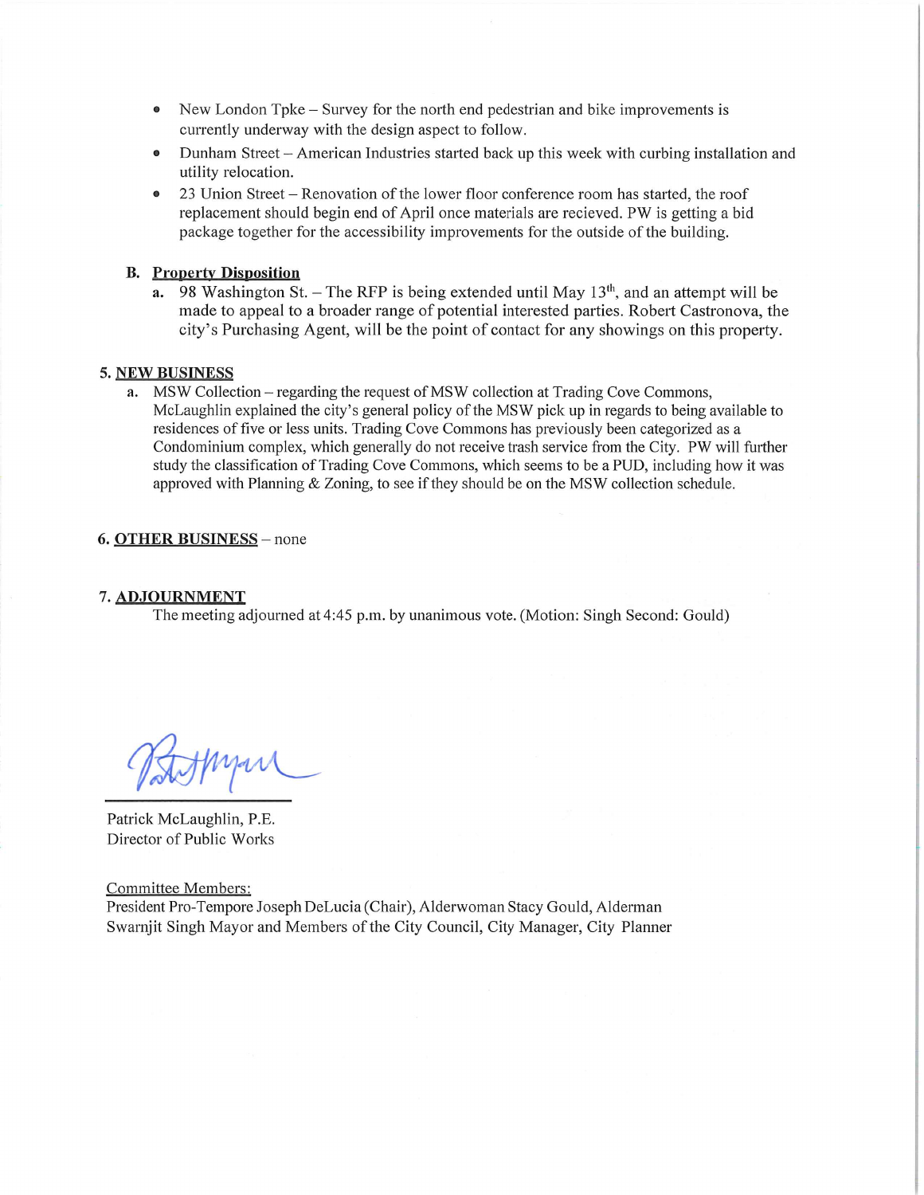- New London Tpke – Survey for the north end pedestrian and bike improvements is currently underway with the design aspect to follow.
- Dunham Street – American Industries started back up this week with curbing installation and utility relocation.
- 23 Union Street – Renovation of the lower floor conference room has started, the roof replacement should begin end of April once materials are recieved. PW is getting a bid package together for the accessibility improvements for the outside of the building.

**B. Property Disposition**

a. 98 Washington St. – The RFP is being extended until May 13th, and an attempt will be made to appeal to a broader range of potential interested parties. Robert Castronova, the city's Purchasing Agent, will be the point of contact for any showings on this property.

**5. NEW BUSINESS**

a. MSW Collection – regarding the request of MSW collection at Trading Cove Commons, McLaughlin explained the city's general policy of the MSW pick up in regards to being available to residences of five or less units. Trading Cove Commons has previously been categorized as a Condominium complex, which generally do not receive trash service from the City. PW will further study the classification of Trading Cove Commons, which seems to be a PUD, including how it was approved with Planning & Zoning, to see if they should be on the MSW collection schedule.

**6. OTHER BUSINESS** – none

**7. ADJOURNMENT**

The meeting adjourned at 4:45 p.m. by unanimous vote. (Motion: Singh Second: Gould)

Patrick McLaughlin, P.E.
Director of Public Works

Committee Members:
President Pro-Tempore Joseph DeLucia (Chair), Alderwoman Stacy Gould, Alderman Swarnjit Singh Mayor and Members of the City Council, City Manager, City Planner